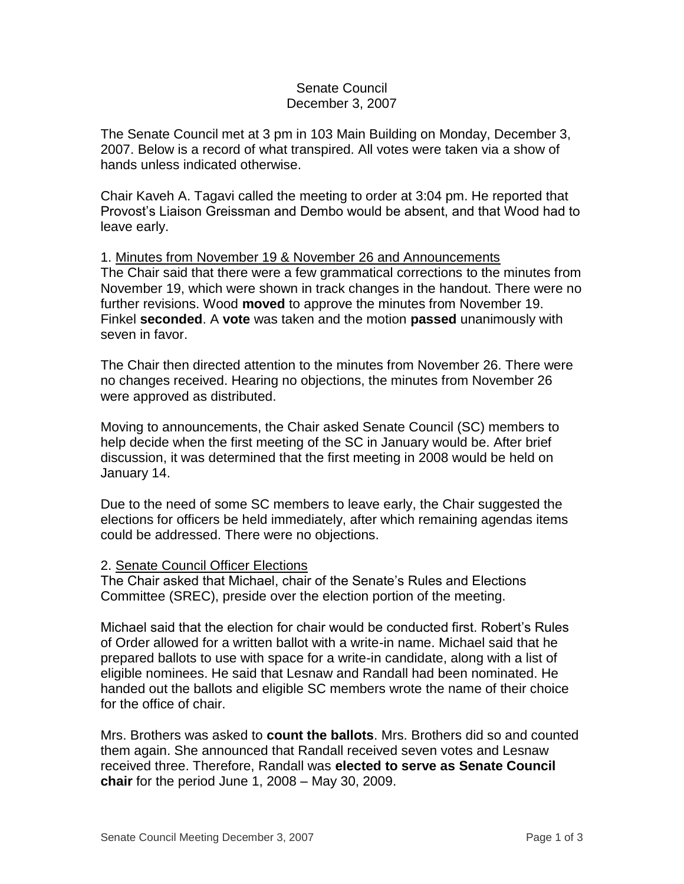Senate Council
December 3, 2007

The Senate Council met at 3 pm in 103 Main Building on Monday, December 3, 2007. Below is a record of what transpired. All votes were taken via a show of hands unless indicated otherwise.

Chair Kaveh A. Tagavi called the meeting to order at 3:04 pm. He reported that Provost's Liaison Greissman and Dembo would be absent, and that Wood had to leave early.

1. Minutes from November 19 & November 26 and Announcements

The Chair said that there were a few grammatical corrections to the minutes from November 19, which were shown in track changes in the handout. There were no further revisions. Wood **moved** to approve the minutes from November 19. Finkel **seconded**. A **vote** was taken and the motion **passed** unanimously with seven in favor.

The Chair then directed attention to the minutes from November 26. There were no changes received. Hearing no objections, the minutes from November 26 were approved as distributed.

Moving to announcements, the Chair asked Senate Council (SC) members to help decide when the first meeting of the SC in January would be. After brief discussion, it was determined that the first meeting in 2008 would be held on January 14.

Due to the need of some SC members to leave early, the Chair suggested the elections for officers be held immediately, after which remaining agendas items could be addressed. There were no objections.

2. Senate Council Officer Elections

The Chair asked that Michael, chair of the Senate's Rules and Elections Committee (SREC), preside over the election portion of the meeting.

Michael said that the election for chair would be conducted first. Robert's Rules of Order allowed for a written ballot with a write-in name. Michael said that he prepared ballots to use with space for a write-in candidate, along with a list of eligible nominees. He said that Lesnaw and Randall had been nominated. He handed out the ballots and eligible SC members wrote the name of their choice for the office of chair.

Mrs. Brothers was asked to **count the ballots**. Mrs. Brothers did so and counted them again. She announced that Randall received seven votes and Lesnaw received three. Therefore, Randall was **elected to serve as Senate Council chair** for the period June 1, 2008 – May 30, 2009.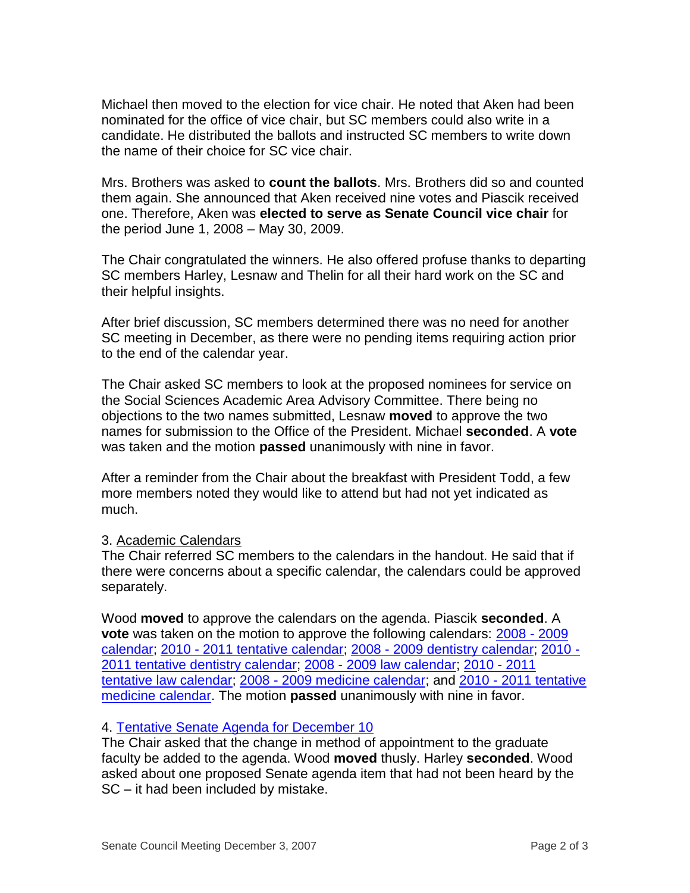Michael then moved to the election for vice chair. He noted that Aken had been nominated for the office of vice chair, but SC members could also write in a candidate. He distributed the ballots and instructed SC members to write down the name of their choice for SC vice chair.

Mrs. Brothers was asked to **count the ballots**. Mrs. Brothers did so and counted them again. She announced that Aken received nine votes and Piascik received one. Therefore, Aken was **elected to serve as Senate Council vice chair** for the period June 1, 2008 – May 30, 2009.

The Chair congratulated the winners. He also offered profuse thanks to departing SC members Harley, Lesnaw and Thelin for all their hard work on the SC and their helpful insights.

After brief discussion, SC members determined there was no need for another SC meeting in December, as there were no pending items requiring action prior to the end of the calendar year.

The Chair asked SC members to look at the proposed nominees for service on the Social Sciences Academic Area Advisory Committee. There being no objections to the two names submitted, Lesnaw **moved** to approve the two names for submission to the Office of the President. Michael **seconded**. A **vote** was taken and the motion **passed** unanimously with nine in favor.

After a reminder from the Chair about the breakfast with President Todd, a few more members noted they would like to attend but had not yet indicated as much.

3. Academic Calendars

The Chair referred SC members to the calendars in the handout. He said that if there were concerns about a specific calendar, the calendars could be approved separately.

Wood **moved** to approve the calendars on the agenda. Piascik **seconded**. A **vote** was taken on the motion to approve the following calendars: 2008 - 2009 calendar; 2010 - 2011 tentative calendar; 2008 - 2009 dentistry calendar; 2010 - 2011 tentative dentistry calendar; 2008 - 2009 law calendar; 2010 - 2011 tentative law calendar; 2008 - 2009 medicine calendar; and 2010 - 2011 tentative medicine calendar. The motion **passed** unanimously with nine in favor.

4. Tentative Senate Agenda for December 10

The Chair asked that the change in method of appointment to the graduate faculty be added to the agenda. Wood **moved** thusly. Harley **seconded**. Wood asked about one proposed Senate agenda item that had not been heard by the SC – it had been included by mistake.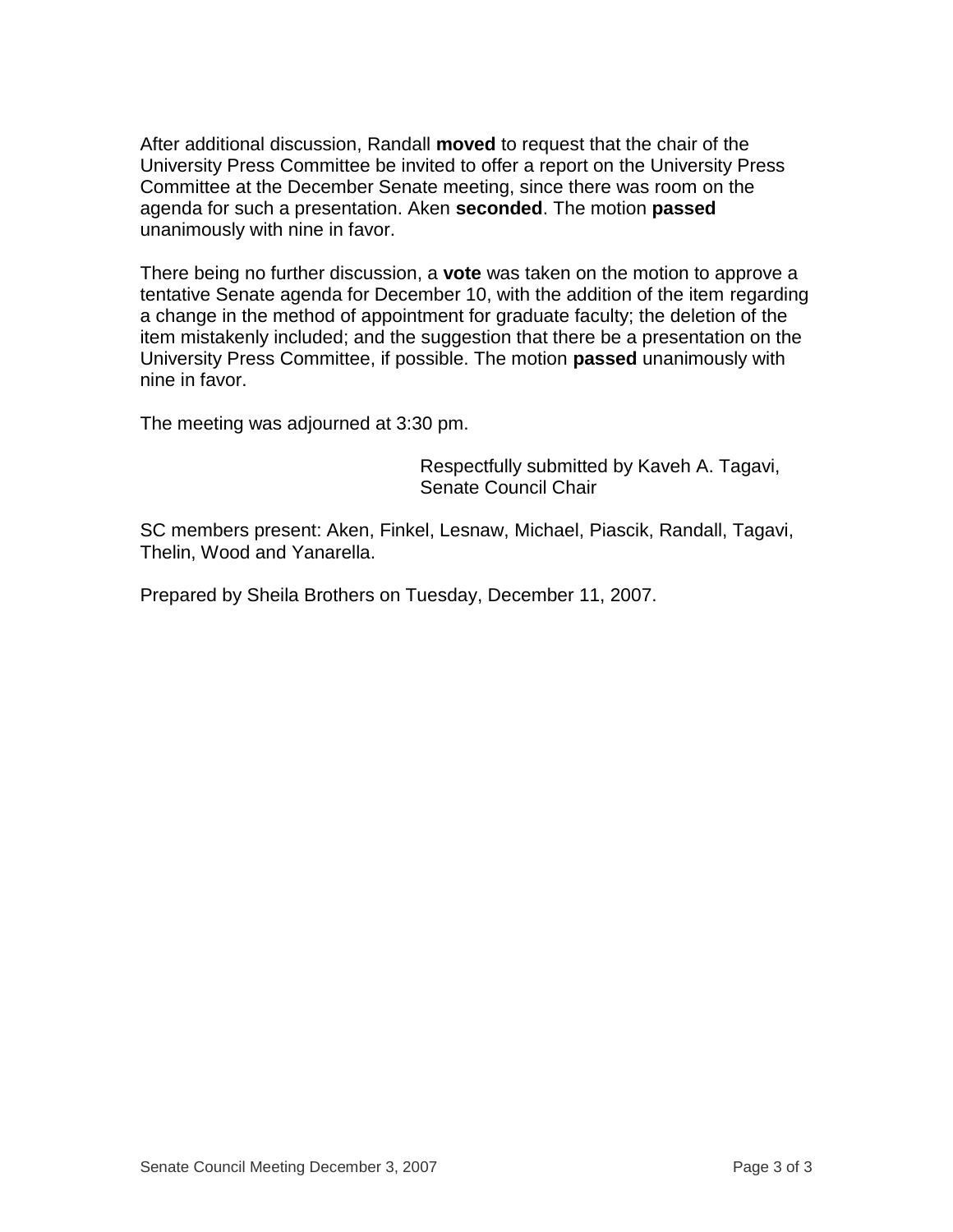After additional discussion, Randall **moved** to request that the chair of the University Press Committee be invited to offer a report on the University Press Committee at the December Senate meeting, since there was room on the agenda for such a presentation. Aken **seconded**. The motion **passed** unanimously with nine in favor.

There being no further discussion, a **vote** was taken on the motion to approve a tentative Senate agenda for December 10, with the addition of the item regarding a change in the method of appointment for graduate faculty; the deletion of the item mistakenly included; and the suggestion that there be a presentation on the University Press Committee, if possible. The motion **passed** unanimously with nine in favor.

The meeting was adjourned at 3:30 pm.

Respectfully submitted by Kaveh A. Tagavi,
Senate Council Chair

SC members present: Aken, Finkel, Lesnaw, Michael, Piascik, Randall, Tagavi, Thelin, Wood and Yanarella.

Prepared by Sheila Brothers on Tuesday, December 11, 2007.